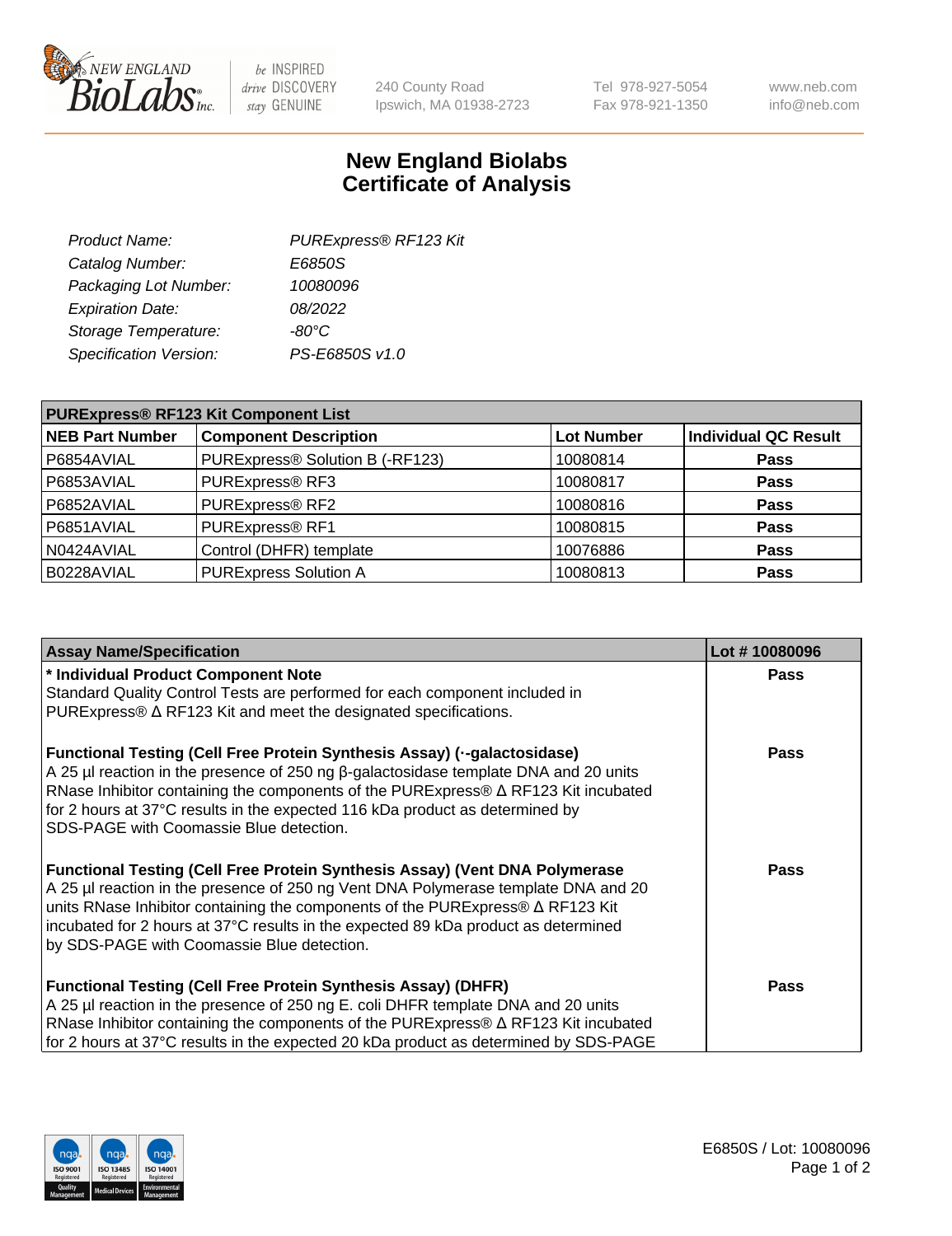New England BioLabs Inc. — be INSPIRED drive DISCOVERY stay GENUINE

240 County Road
Ipswich, MA 01938-2723

Tel 978-927-5054
Fax 978-921-1350

www.neb.com
info@neb.com

# New England Biolabs
# Certificate of Analysis

| | |
|---|---|
| *Product Name:* | *PURExpress® RF123 Kit* |
| *Catalog Number:* | *E6850S* |
| *Packaging Lot Number:* | *10080096* |
| *Expiration Date:* | *08/2022* |
| *Storage Temperature:* | *-80°C* |
| *Specification Version:* | *PS-E6850S v1.0* |

| **PURExpress® RF123 Kit Component List** | | | |
|---|---|---|---|
| **NEB Part Number** | **Component Description** | **Lot Number** | **Individual QC Result** |
| P6854AVIAL | PURExpress® Solution B (-RF123) | 10080814 | **Pass** |
| P6853AVIAL | PURExpress® RF3 | 10080817 | **Pass** |
| P6852AVIAL | PURExpress® RF2 | 10080816 | **Pass** |
| P6851AVIAL | PURExpress® RF1 | 10080815 | **Pass** |
| N0424AVIAL | Control (DHFR) template | 10076886 | **Pass** |
| B0228AVIAL | PURExpress Solution A | 10080813 | **Pass** |

| **Assay Name/Specification** | **Lot # 10080096** |
|---|---|
| **\* Individual Product Component Note**<br>Standard Quality Control Tests are performed for each component included in PURExpress® Δ RF123 Kit and meet the designated specifications. | **Pass** |
| **Functional Testing (Cell Free Protein Synthesis Assay) (·-galactosidase)**<br>A 25 µl reaction in the presence of 250 ng β-galactosidase template DNA and 20 units RNase Inhibitor containing the components of the PURExpress® Δ RF123 Kit incubated for 2 hours at 37°C results in the expected 116 kDa product as determined by SDS-PAGE with Coomassie Blue detection. | **Pass** |
| **Functional Testing (Cell Free Protein Synthesis Assay) (Vent DNA Polymerase**<br>A 25 µl reaction in the presence of 250 ng Vent DNA Polymerase template DNA and 20 units RNase Inhibitor containing the components of the PURExpress® Δ RF123 Kit incubated for 2 hours at 37°C results in the expected 89 kDa product as determined by SDS-PAGE with Coomassie Blue detection. | **Pass** |
| **Functional Testing (Cell Free Protein Synthesis Assay) (DHFR)**<br>A 25 µl reaction in the presence of 250 ng E. coli DHFR template DNA and 20 units RNase Inhibitor containing the components of the PURExpress® Δ RF123 Kit incubated for 2 hours at 37°C results in the expected 20 kDa product as determined by SDS-PAGE | **Pass** |

E6850S / Lot: 10080096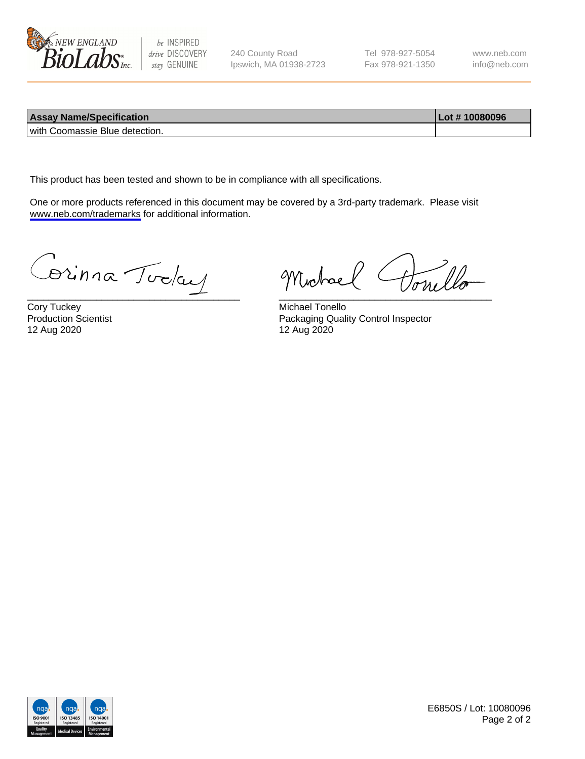| Assay Name/Specification | Lot # 10080096 |
| --- | --- |
| with Coomassie Blue detection. | |

This product has been tested and shown to be in compliance with all specifications.

One or more products referenced in this document may be covered by a 3rd-party trademark. Please visit www.neb.com/trademarks for additional information.

Cory Tuckey
Production Scientist
12 Aug 2020

Michael Tonello
Packaging Quality Control Inspector
12 Aug 2020

E6850S / Lot: 10080096